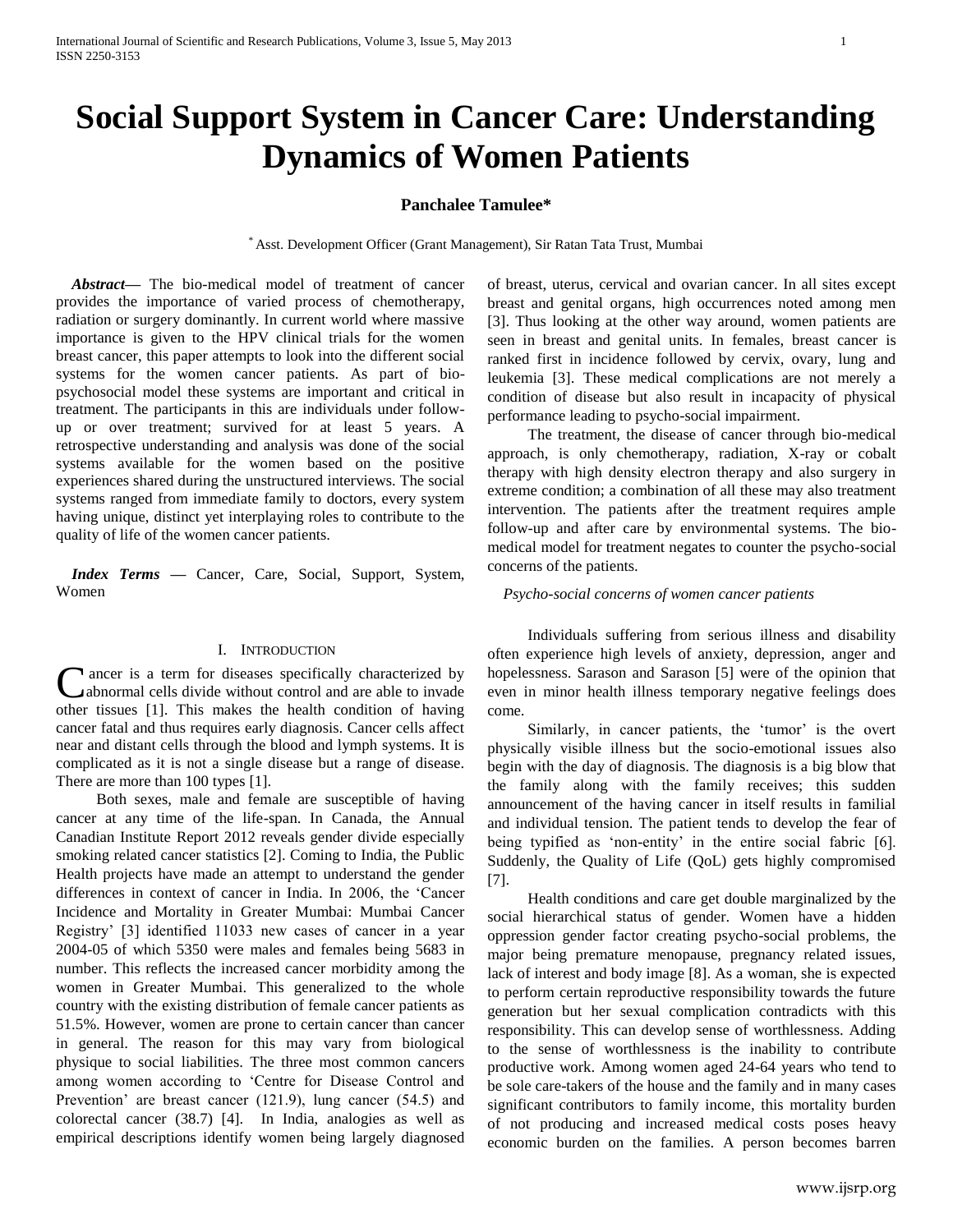# Social Support System in Cancer Care: Understanding Dynamics of Women Patients

**Panchalee Tamulee***

*Asst. Development Officer (Grant Management), Sir Ratan Tata Trust, Mumbai

***Abstract*—** The bio-medical model of treatment of cancer provides the importance of varied process of chemotherapy, radiation or surgery dominantly. In current world where massive importance is given to the HPV clinical trials for the women breast cancer, this paper attempts to look into the different social systems for the women cancer patients. As part of bio-psychosocial model these systems are important and critical in treatment. The participants in this are individuals under follow-up or over treatment; survived for at least 5 years. A retrospective understanding and analysis was done of the social systems available for the women based on the positive experiences shared during the unstructured interviews. The social systems ranged from immediate family to doctors, every system having unique, distinct yet interplaying roles to contribute to the quality of life of the women cancer patients.

***Index Terms*** — Cancer, Care, Social, Support, System, Women

## I. Introduction

Cancer is a term for diseases specifically characterized by abnormal cells divide without control and are able to invade other tissues [1]. This makes the health condition of having cancer fatal and thus requires early diagnosis. Cancer cells affect near and distant cells through the blood and lymph systems. It is complicated as it is not a single disease but a range of disease. There are more than 100 types [1].

Both sexes, male and female are susceptible of having cancer at any time of the life-span. In Canada, the Annual Canadian Institute Report 2012 reveals gender divide especially smoking related cancer statistics [2]. Coming to India, the Public Health projects have made an attempt to understand the gender differences in context of cancer in India. In 2006, the 'Cancer Incidence and Mortality in Greater Mumbai: Mumbai Cancer Registry' [3] identified 11033 new cases of cancer in a year 2004-05 of which 5350 were males and females being 5683 in number. This reflects the increased cancer morbidity among the women in Greater Mumbai. This generalized to the whole country with the existing distribution of female cancer patients as 51.5%. However, women are prone to certain cancer than cancer in general. The reason for this may vary from biological physique to social liabilities. The three most common cancers among women according to 'Centre for Disease Control and Prevention' are breast cancer (121.9), lung cancer (54.5) and colorectal cancer (38.7) [4]. In India, analogies as well as empirical descriptions identify women being largely diagnosed of breast, uterus, cervical and ovarian cancer. In all sites except breast and genital organs, high occurrences noted among men [3]. Thus looking at the other way around, women patients are seen in breast and genital units. In females, breast cancer is ranked first in incidence followed by cervix, ovary, lung and leukemia [3]. These medical complications are not merely a condition of disease but also result in incapacity of physical performance leading to psycho-social impairment.

The treatment, the disease of cancer through bio-medical approach, is only chemotherapy, radiation, X-ray or cobalt therapy with high density electron therapy and also surgery in extreme condition; a combination of all these may also treatment intervention. The patients after the treatment requires ample follow-up and after care by environmental systems. The bio-medical model for treatment negates to counter the psycho-social concerns of the patients.

*Psycho-social concerns of women cancer patients*

Individuals suffering from serious illness and disability often experience high levels of anxiety, depression, anger and hopelessness. Sarason and Sarason [5] were of the opinion that even in minor health illness temporary negative feelings does come.

Similarly, in cancer patients, the 'tumor' is the overt physically visible illness but the socio-emotional issues also begin with the day of diagnosis. The diagnosis is a big blow that the family along with the family receives; this sudden announcement of the having cancer in itself results in familial and individual tension. The patient tends to develop the fear of being typified as 'non-entity' in the entire social fabric [6]. Suddenly, the Quality of Life (QoL) gets highly compromised [7].

Health conditions and care get double marginalized by the social hierarchical status of gender. Women have a hidden oppression gender factor creating psycho-social problems, the major being premature menopause, pregnancy related issues, lack of interest and body image [8]. As a woman, she is expected to perform certain reproductive responsibility towards the future generation but her sexual complication contradicts with this responsibility. This can develop sense of worthlessness. Adding to the sense of worthlessness is the inability to contribute productive work. Among women aged 24-64 years who tend to be sole care-takers of the house and the family and in many cases significant contributors to family income, this mortality burden of not producing and increased medical costs poses heavy economic burden on the families. A person becomes barren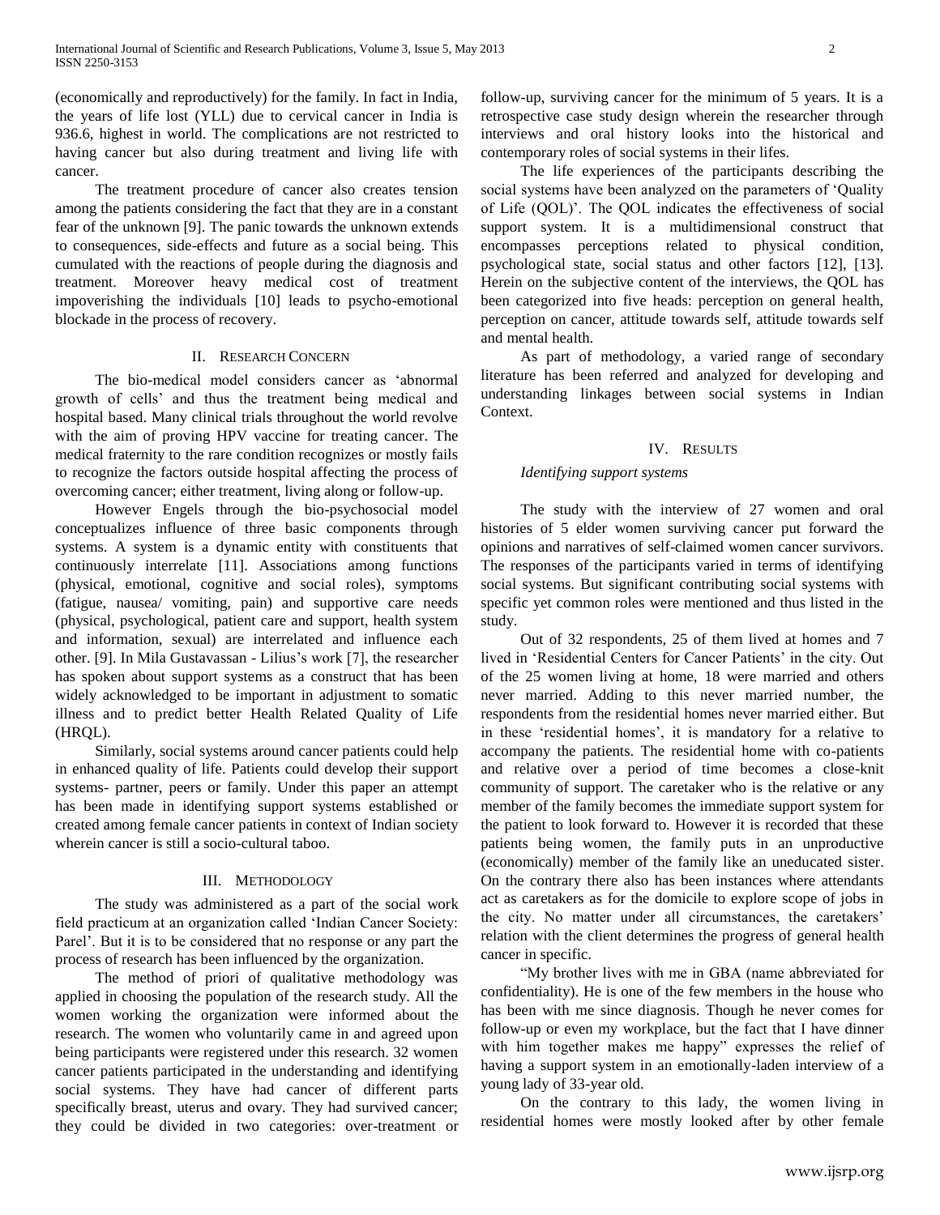(economically and reproductively) for the family. In fact in India, the years of life lost (YLL) due to cervical cancer in India is 936.6, highest in world. The complications are not restricted to having cancer but also during treatment and living life with cancer.

The treatment procedure of cancer also creates tension among the patients considering the fact that they are in a constant fear of the unknown [9]. The panic towards the unknown extends to consequences, side-effects and future as a social being. This cumulated with the reactions of people during the diagnosis and treatment. Moreover heavy medical cost of treatment impoverishing the individuals [10] leads to psycho-emotional blockade in the process of recovery.

## II. Research Concern

The bio-medical model considers cancer as 'abnormal growth of cells' and thus the treatment being medical and hospital based. Many clinical trials throughout the world revolve with the aim of proving HPV vaccine for treating cancer. The medical fraternity to the rare condition recognizes or mostly fails to recognize the factors outside hospital affecting the process of overcoming cancer; either treatment, living along or follow-up.

However Engels through the bio-psychosocial model conceptualizes influence of three basic components through systems. A system is a dynamic entity with constituents that continuously interrelate [11]. Associations among functions (physical, emotional, cognitive and social roles), symptoms (fatigue, nausea/ vomiting, pain) and supportive care needs (physical, psychological, patient care and support, health system and information, sexual) are interrelated and influence each other. [9]. In Mila Gustavassan - Lilius's work [7], the researcher has spoken about support systems as a construct that has been widely acknowledged to be important in adjustment to somatic illness and to predict better Health Related Quality of Life (HRQL).

Similarly, social systems around cancer patients could help in enhanced quality of life. Patients could develop their support systems- partner, peers or family. Under this paper an attempt has been made in identifying support systems established or created among female cancer patients in context of Indian society wherein cancer is still a socio-cultural taboo.

## III. Methodology

The study was administered as a part of the social work field practicum at an organization called 'Indian Cancer Society: Parel'. But it is to be considered that no response or any part the process of research has been influenced by the organization.

The method of priori of qualitative methodology was applied in choosing the population of the research study. All the women working the organization were informed about the research. The women who voluntarily came in and agreed upon being participants were registered under this research. 32 women cancer patients participated in the understanding and identifying social systems. They have had cancer of different parts specifically breast, uterus and ovary. They had survived cancer; they could be divided in two categories: over-treatment or follow-up, surviving cancer for the minimum of 5 years. It is a retrospective case study design wherein the researcher through interviews and oral history looks into the historical and contemporary roles of social systems in their lifes.

The life experiences of the participants describing the social systems have been analyzed on the parameters of 'Quality of Life (QOL)'. The QOL indicates the effectiveness of social support system. It is a multidimensional construct that encompasses perceptions related to physical condition, psychological state, social status and other factors [12], [13]. Herein on the subjective content of the interviews, the QOL has been categorized into five heads: perception on general health, perception on cancer, attitude towards self, attitude towards self and mental health.

As part of methodology, a varied range of secondary literature has been referred and analyzed for developing and understanding linkages between social systems in Indian Context.

## IV. Results

### *Identifying support systems*

The study with the interview of 27 women and oral histories of 5 elder women surviving cancer put forward the opinions and narratives of self-claimed women cancer survivors. The responses of the participants varied in terms of identifying social systems. But significant contributing social systems with specific yet common roles were mentioned and thus listed in the study.

Out of 32 respondents, 25 of them lived at homes and 7 lived in 'Residential Centers for Cancer Patients' in the city. Out of the 25 women living at home, 18 were married and others never married. Adding to this never married number, the respondents from the residential homes never married either. But in these 'residential homes', it is mandatory for a relative to accompany the patients. The residential home with co-patients and relative over a period of time becomes a close-knit community of support. The caretaker who is the relative or any member of the family becomes the immediate support system for the patient to look forward to. However it is recorded that these patients being women, the family puts in an unproductive (economically) member of the family like an uneducated sister. On the contrary there also has been instances where attendants act as caretakers as for the domicile to explore scope of jobs in the city. No matter under all circumstances, the caretakers' relation with the client determines the progress of general health cancer in specific.

"My brother lives with me in GBA (name abbreviated for confidentiality). He is one of the few members in the house who has been with me since diagnosis. Though he never comes for follow-up or even my workplace, but the fact that I have dinner with him together makes me happy" expresses the relief of having a support system in an emotionally-laden interview of a young lady of 33-year old.

On the contrary to this lady, the women living in residential homes were mostly looked after by other female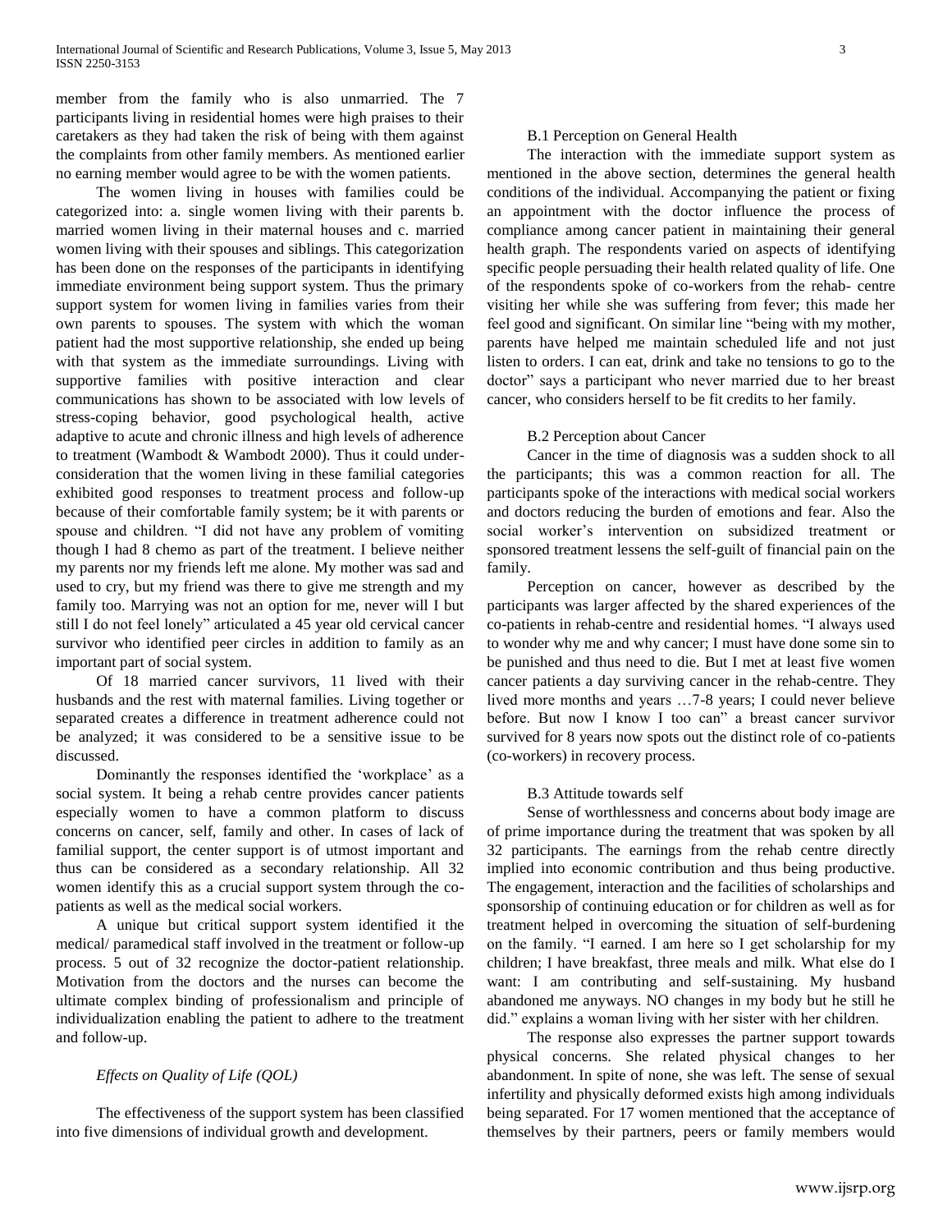member from the family who is also unmarried. The 7 participants living in residential homes were high praises to their caretakers as they had taken the risk of being with them against the complaints from other family members. As mentioned earlier no earning member would agree to be with the women patients.

The women living in houses with families could be categorized into: a. single women living with their parents b. married women living in their maternal houses and c. married women living with their spouses and siblings. This categorization has been done on the responses of the participants in identifying immediate environment being support system. Thus the primary support system for women living in families varies from their own parents to spouses. The system with which the woman patient had the most supportive relationship, she ended up being with that system as the immediate surroundings. Living with supportive families with positive interaction and clear communications has shown to be associated with low levels of stress-coping behavior, good psychological health, active adaptive to acute and chronic illness and high levels of adherence to treatment (Wambodt & Wambodt 2000). Thus it could under-consideration that the women living in these familial categories exhibited good responses to treatment process and follow-up because of their comfortable family system; be it with parents or spouse and children. "I did not have any problem of vomiting though I had 8 chemo as part of the treatment. I believe neither my parents nor my friends left me alone. My mother was sad and used to cry, but my friend was there to give me strength and my family too. Marrying was not an option for me, never will I but still I do not feel lonely" articulated a 45 year old cervical cancer survivor who identified peer circles in addition to family as an important part of social system.

Of 18 married cancer survivors, 11 lived with their husbands and the rest with maternal families. Living together or separated creates a difference in treatment adherence could not be analyzed; it was considered to be a sensitive issue to be discussed.

Dominantly the responses identified the 'workplace' as a social system. It being a rehab centre provides cancer patients especially women to have a common platform to discuss concerns on cancer, self, family and other. In cases of lack of familial support, the center support is of utmost important and thus can be considered as a secondary relationship. All 32 women identify this as a crucial support system through the co-patients as well as the medical social workers.

A unique but critical support system identified it the medical/ paramedical staff involved in the treatment or follow-up process. 5 out of 32 recognize the doctor-patient relationship. Motivation from the doctors and the nurses can become the ultimate complex binding of professionalism and principle of individualization enabling the patient to adhere to the treatment and follow-up.

### *Effects on Quality of Life (QOL)*

The effectiveness of the support system has been classified into five dimensions of individual growth and development.

#### B.1 Perception on General Health

The interaction with the immediate support system as mentioned in the above section, determines the general health conditions of the individual. Accompanying the patient or fixing an appointment with the doctor influence the process of compliance among cancer patient in maintaining their general health graph. The respondents varied on aspects of identifying specific people persuading their health related quality of life. One of the respondents spoke of co-workers from the rehab- centre visiting her while she was suffering from fever; this made her feel good and significant. On similar line "being with my mother, parents have helped me maintain scheduled life and not just listen to orders. I can eat, drink and take no tensions to go to the doctor" says a participant who never married due to her breast cancer, who considers herself to be fit credits to her family.

#### B.2 Perception about Cancer

Cancer in the time of diagnosis was a sudden shock to all the participants; this was a common reaction for all. The participants spoke of the interactions with medical social workers and doctors reducing the burden of emotions and fear. Also the social worker's intervention on subsidized treatment or sponsored treatment lessens the self-guilt of financial pain on the family.

Perception on cancer, however as described by the participants was larger affected by the shared experiences of the co-patients in rehab-centre and residential homes. "I always used to wonder why me and why cancer; I must have done some sin to be punished and thus need to die. But I met at least five women cancer patients a day surviving cancer in the rehab-centre. They lived more months and years …7-8 years; I could never believe before. But now I know I too can" a breast cancer survivor survived for 8 years now spots out the distinct role of co-patients (co-workers) in recovery process.

#### B.3 Attitude towards self

Sense of worthlessness and concerns about body image are of prime importance during the treatment that was spoken by all 32 participants. The earnings from the rehab centre directly implied into economic contribution and thus being productive. The engagement, interaction and the facilities of scholarships and sponsorship of continuing education or for children as well as for treatment helped in overcoming the situation of self-burdening on the family. "I earned. I am here so I get scholarship for my children; I have breakfast, three meals and milk. What else do I want: I am contributing and self-sustaining. My husband abandoned me anyways. NO changes in my body but he still he did." explains a woman living with her sister with her children.

The response also expresses the partner support towards physical concerns. She related physical changes to her abandonment. In spite of none, she was left. The sense of sexual infertility and physically deformed exists high among individuals being separated. For 17 women mentioned that the acceptance of themselves by their partners, peers or family members would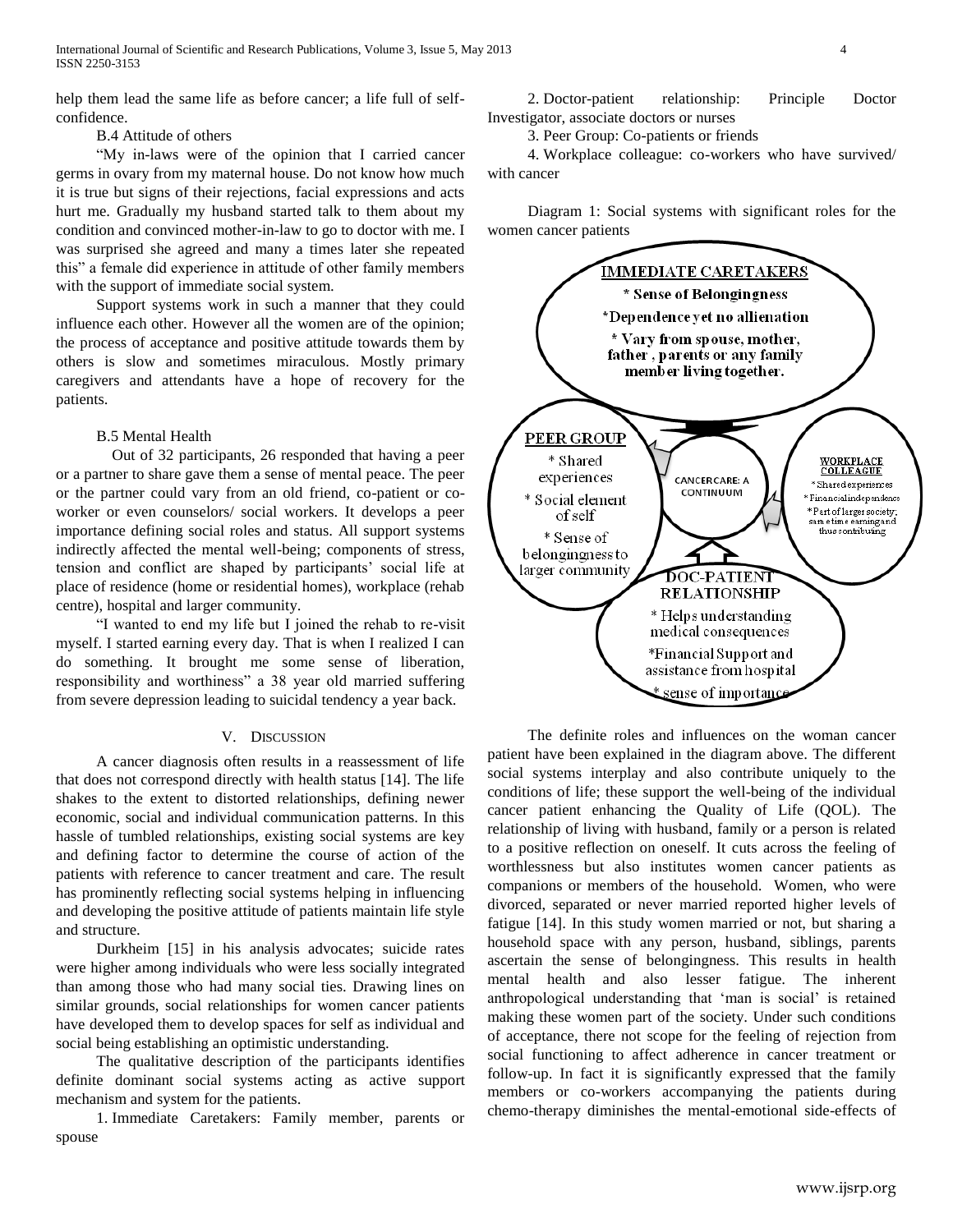help them lead the same life as before cancer; a life full of self-confidence.

B.4 Attitude of others

"My in-laws were of the opinion that I carried cancer germs in ovary from my maternal house. Do not know how much it is true but signs of their rejections, facial expressions and acts hurt me. Gradually my husband started talk to them about my condition and convinced mother-in-law to go to doctor with me. I was surprised she agreed and many a times later she repeated this" a female did experience in attitude of other family members with the support of immediate social system.

Support systems work in such a manner that they could influence each other. However all the women are of the opinion; the process of acceptance and positive attitude towards them by others is slow and sometimes miraculous. Mostly primary caregivers and attendants have a hope of recovery for the patients.

B.5 Mental Health

Out of 32 participants, 26 responded that having a peer or a partner to share gave them a sense of mental peace. The peer or the partner could vary from an old friend, co-patient or co-worker or even counselors/ social workers. It develops a peer importance defining social roles and status. All support systems indirectly affected the mental well-being; components of stress, tension and conflict are shaped by participants' social life at place of residence (home or residential homes), workplace (rehab centre), hospital and larger community.

"I wanted to end my life but I joined the rehab to re-visit myself. I started earning every day. That is when I realized I can do something. It brought me some sense of liberation, responsibility and worthiness" a 38 year old married suffering from severe depression leading to suicidal tendency a year back.

## V. Discussion

A cancer diagnosis often results in a reassessment of life that does not correspond directly with health status [14]. The life shakes to the extent to distorted relationships, defining newer economic, social and individual communication patterns. In this hassle of tumbled relationships, existing social systems are key and defining factor to determine the course of action of the patients with reference to cancer treatment and care. The result has prominently reflecting social systems helping in influencing and developing the positive attitude of patients maintain life style and structure.

Durkheim [15] in his analysis advocates; suicide rates were higher among individuals who were less socially integrated than among those who had many social ties. Drawing lines on similar grounds, social relationships for women cancer patients have developed them to develop spaces for self as individual and social being establishing an optimistic understanding.

The qualitative description of the participants identifies definite dominant social systems acting as active support mechanism and system for the patients.

1. Immediate Caretakers: Family member, parents or spouse
2. Doctor-patient relationship: Principle Doctor Investigator, associate doctors or nurses
3. Peer Group: Co-patients or friends
4. Workplace colleague: co-workers who have survived/ with cancer

Diagram 1: Social systems with significant roles for the women cancer patients

**IMMEDIATE CARETAKERS**
* Sense of Belongingness
*Dependence yet no allienation
* Vary from spouse, mother, father, parents or any family member living together.

**PEER GROUP**
* Shared experiences
* Social element of self
* Sense of belongingness to larger community

**CANCER CARE: A CONTINUUM**

**WORKPLACE COLLEAGUE**
* Shared experiences
* Financial independence
* Part of larger society; same time earning and thus contributing

**DOC-PATIENT RELATIONSHIP**
* Helps understanding medical consequences
*Financial Support and assistance from hospital
* sense of importance

The definite roles and influences on the woman cancer patient have been explained in the diagram above. The different social systems interplay and also contribute uniquely to the conditions of life; these support the well-being of the individual cancer patient enhancing the Quality of Life (QOL). The relationship of living with husband, family or a person is related to a positive reflection on oneself. It cuts across the feeling of worthlessness but also institutes women cancer patients as companions or members of the household. Women, who were divorced, separated or never married reported higher levels of fatigue [14]. In this study women married or not, but sharing a household space with any person, husband, siblings, parents ascertain the sense of belongingness. This results in health mental health and also lesser fatigue. The inherent anthropological understanding that 'man is social' is retained making these women part of the society. Under such conditions of acceptance, there not scope for the feeling of rejection from social functioning to affect adherence in cancer treatment or follow-up. In fact it is significantly expressed that the family members or co-workers accompanying the patients during chemo-therapy diminishes the mental-emotional side-effects of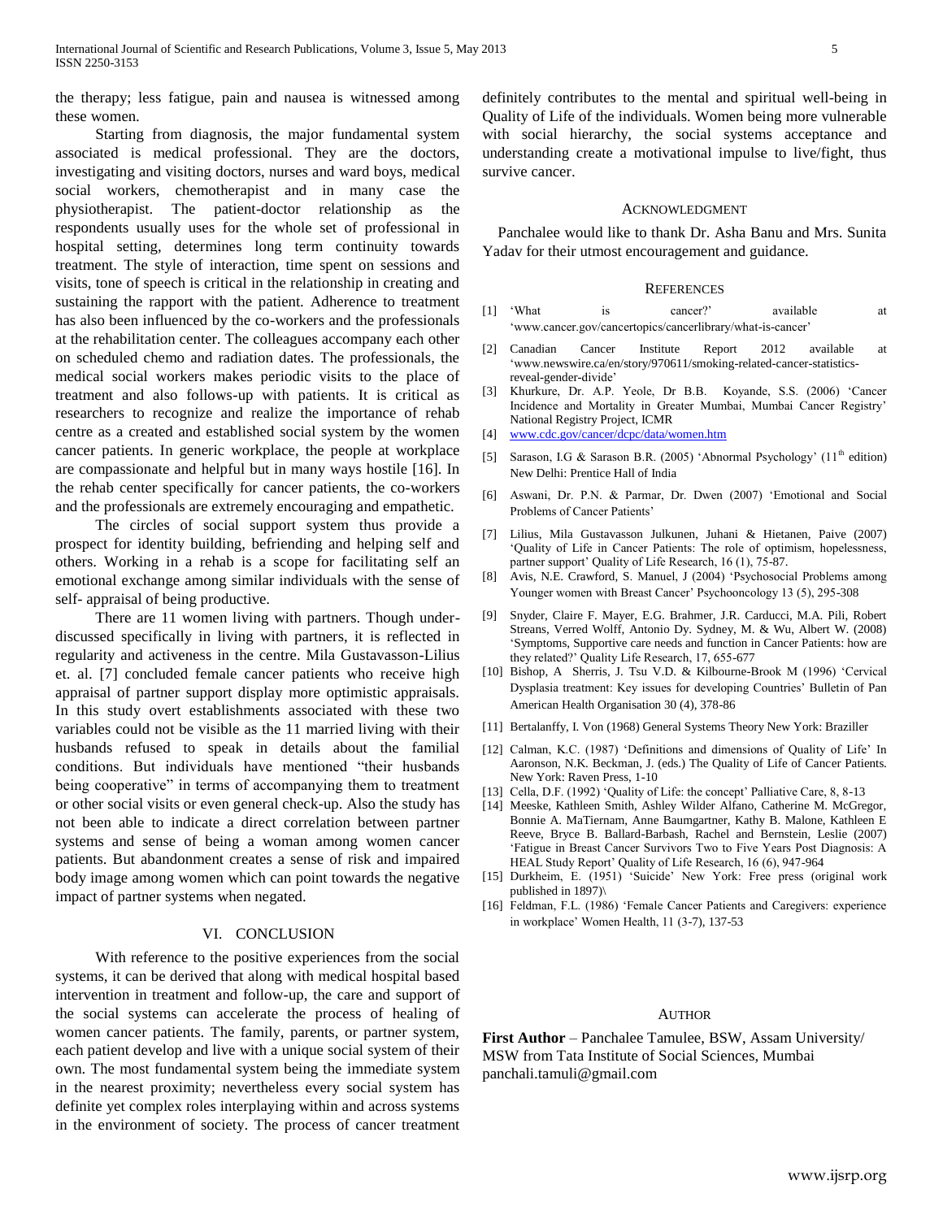the therapy; less fatigue, pain and nausea is witnessed among these women.

Starting from diagnosis, the major fundamental system associated is medical professional. They are the doctors, investigating and visiting doctors, nurses and ward boys, medical social workers, chemotherapist and in many case the physiotherapist. The patient-doctor relationship as the respondents usually uses for the whole set of professional in hospital setting, determines long term continuity towards treatment. The style of interaction, time spent on sessions and visits, tone of speech is critical in the relationship in creating and sustaining the rapport with the patient. Adherence to treatment has also been influenced by the co-workers and the professionals at the rehabilitation center. The colleagues accompany each other on scheduled chemo and radiation dates. The professionals, the medical social workers makes periodic visits to the place of treatment and also follows-up with patients. It is critical as researchers to recognize and realize the importance of rehab centre as a created and established social system by the women cancer patients. In generic workplace, the people at workplace are compassionate and helpful but in many ways hostile [16]. In the rehab center specifically for cancer patients, the co-workers and the professionals are extremely encouraging and empathetic.

The circles of social support system thus provide a prospect for identity building, befriending and helping self and others. Working in a rehab is a scope for facilitating self an emotional exchange among similar individuals with the sense of self- appraisal of being productive.

There are 11 women living with partners. Though under-discussed specifically in living with partners, it is reflected in regularity and activeness in the centre. Mila Gustavasson-Lilius et. al. [7] concluded female cancer patients who receive high appraisal of partner support display more optimistic appraisals. In this study overt establishments associated with these two variables could not be visible as the 11 married living with their husbands refused to speak in details about the familial conditions. But individuals have mentioned "their husbands being cooperative" in terms of accompanying them to treatment or other social visits or even general check-up. Also the study has not been able to indicate a direct correlation between partner systems and sense of being a woman among women cancer patients. But abandonment creates a sense of risk and impaired body image among women which can point towards the negative impact of partner systems when negated.

## VI. Conclusion

With reference to the positive experiences from the social systems, it can be derived that along with medical hospital based intervention in treatment and follow-up, the care and support of the social systems can accelerate the process of healing of women cancer patients. The family, parents, or partner system, each patient develop and live with a unique social system of their own. The most fundamental system being the immediate system in the nearest proximity; nevertheless every social system has definite yet complex roles interplaying within and across systems in the environment of society. The process of cancer treatment definitely contributes to the mental and spiritual well-being in Quality of Life of the individuals. Women being more vulnerable with social hierarchy, the social systems acceptance and understanding create a motivational impulse to live/fight, thus survive cancer.

## Acknowledgment

Panchalee would like to thank Dr. Asha Banu and Mrs. Sunita Yadav for their utmost encouragement and guidance.

## References

[1] 'What is cancer?' available at 'www.cancer.gov/cancertopics/cancerlibrary/what-is-cancer'

[2] Canadian Cancer Institute Report 2012 available at 'www.newswire.ca/en/story/970611/smoking-related-cancer-statistics-reveal-gender-divide'

[3] Khurkure, Dr. A.P. Yeole, Dr B.B. Koyande, S.S. (2006) 'Cancer Incidence and Mortality in Greater Mumbai, Mumbai Cancer Registry' National Registry Project, ICMR

[4] www.cdc.gov/cancer/dcpc/data/women.htm

[5] Sarason, I.G & Sarason B.R. (2005) 'Abnormal Psychology' (11th edition) New Delhi: Prentice Hall of India

[6] Aswani, Dr. P.N. & Parmar, Dr. Dwen (2007) 'Emotional and Social Problems of Cancer Patients'

[7] Lilius, Mila Gustavasson Julkunen, Juhani & Hietanen, Paive (2007) 'Quality of Life in Cancer Patients: The role of optimism, hopelessness, partner support' Quality of Life Research, 16 (1), 75-87.

[8] Avis, N.E. Crawford, S. Manuel, J (2004) 'Psychosocial Problems among Younger women with Breast Cancer' Psychooncology 13 (5), 295-308

[9] Snyder, Claire F. Mayer, E.G. Brahmer, J.R. Carducci, M.A. Pili, Robert Streans, Verred Wolff, Antonio Dy. Sydney, M. & Wu, Albert W. (2008) 'Symptoms, Supportive care needs and function in Cancer Patients: how are they related?' Quality Life Research, 17, 655-677

[10] Bishop, A Sherris, J. Tsu V.D. & Kilbourne-Brook M (1996) 'Cervical Dysplasia treatment: Key issues for developing Countries' Bulletin of Pan American Health Organisation 30 (4), 378-86

[11] Bertalanffy, I. Von (1968) General Systems Theory New York: Braziller

[12] Calman, K.C. (1987) 'Definitions and dimensions of Quality of Life' In Aaronson, N.K. Beckman, J. (eds.) The Quality of Life of Cancer Patients. New York: Raven Press, 1-10

[13] Cella, D.F. (1992) 'Quality of Life: the concept' Palliative Care, 8, 8-13

[14] Meeske, Kathleen Smith, Ashley Wilder Alfano, Catherine M. McGregor, Bonnie A. MaTiernam, Anne Baumgartner, Kathy B. Malone, Kathleen E Reeve, Bryce B. Ballard-Barbash, Rachel and Bernstein, Leslie (2007) 'Fatigue in Breast Cancer Survivors Two to Five Years Post Diagnosis: A HEAL Study Report' Quality of Life Research, 16 (6), 947-964

[15] Durkheim, E. (1951) 'Suicide' New York: Free press (original work published in 1897)\

[16] Feldman, F.L. (1986) 'Female Cancer Patients and Caregivers: experience in workplace' Women Health, 11 (3-7), 137-53

## Author

**First Author** – Panchalee Tamulee, BSW, Assam University/ MSW from Tata Institute of Social Sciences, Mumbai panchali.tamuli@gmail.com